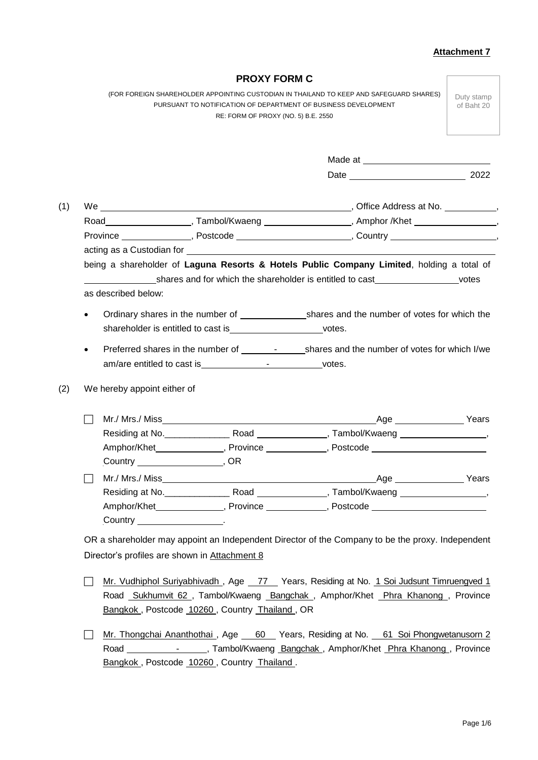**Attachment 7**

# PROXY FORM C

(FOR FOREIGN SHAREHOLDER APPOINTING CUSTODIAN IN THAILAND TO KEEP AND SAFEGUARD SHARES)
PURSUANT TO NOTIFICATION OF DEPARTMENT OF BUSINESS DEVELOPMENT
RE: FORM OF PROXY (NO. 5) B.E. 2550

Duty stamp of Baht 20

Made at ________________________

Date ______________________ 2022

(1) We ______________________________________________, Office Address at No. __________, Road________________, Tambol/Kwaeng ________________, Amphor /Khet ________________, Province _____________, Postcode _____________________, Country ____________________, acting as a Custodian for ____________________________________________________________

being a shareholder of **Laguna Resorts & Hotels Public Company Limited**, holding a total of ____________ shares and for which the shareholder is entitled to cast ________________ votes as described below:

- Ordinary shares in the number of ____________ shares and the number of votes for which the shareholder is entitled to cast is __________________ votes.
- Preferred shares in the number of ______-______ shares and the number of votes for which I/we am/are entitled to cast is ____________-____________ votes.

(2) We hereby appoint either of

☐ Mr./ Mrs./ Miss ____________________________________________ Age _____________ Years
Residing at No.____________ Road _____________, Tambol/Kwaeng ________________, Amphor/Khet_____________, Province ___________, Postcode _______________________
Country ________________, OR

☐ Mr./ Mrs./ Miss ____________________________________________ Age _____________ Years
Residing at No.____________ Road _____________, Tambol/Kwaeng ________________, Amphor/Khet_____________, Province ___________, Postcode _______________________
Country ________________.

OR a shareholder may appoint an Independent Director of the Company to be the proxy. Independent Director's profiles are shown in Attachment 8

☐ Mr. Vudhiphol Suriyabhivadh, Age 77 Years, Residing at No. 1 Soi Judsunt Timruengved 1 Road Sukhumvit 62, Tambol/Kwaeng Bangchak, Amphor/Khet Phra Khanong, Province Bangkok, Postcode 10260, Country Thailand, OR

☐ Mr. Thongchai Ananthothai, Age 60 Years, Residing at No. 61 Soi Phongwetanusorn 2 Road ______-______, Tambol/Kwaeng Bangchak, Amphor/Khet Phra Khanong, Province Bangkok, Postcode 10260, Country Thailand.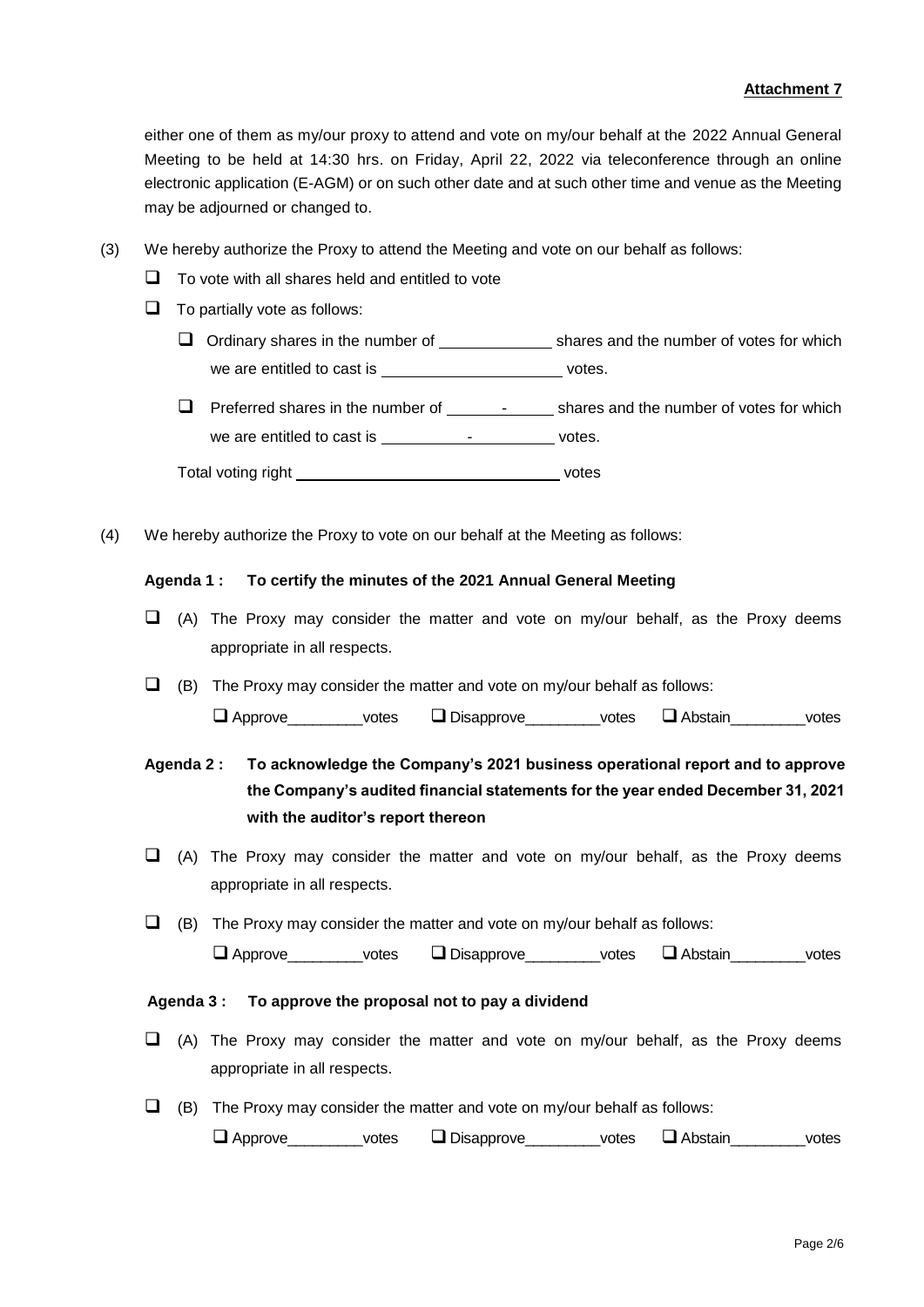**Attachment 7**

either one of them as my/our proxy to attend and vote on my/our behalf at the 2022 Annual General Meeting to be held at 14:30 hrs. on Friday, April 22, 2022 via teleconference through an online electronic application (E-AGM) or on such other date and at such other time and venue as the Meeting may be adjourned or changed to.

(3) We hereby authorize the Proxy to attend the Meeting and vote on our behalf as follows:

- ☐ To vote with all shares held and entitled to vote
- ☐ To partially vote as follows:
  - ☐ Ordinary shares in the number of ______________ shares and the number of votes for which we are entitled to cast is ______________________ votes.
  - ☐ Preferred shares in the number of ______-______ shares and the number of votes for which we are entitled to cast is __________-__________ votes.

  Total voting right ________________________________ votes

(4) We hereby authorize the Proxy to vote on our behalf at the Meeting as follows:

**Agenda 1 : To certify the minutes of the 2021 Annual General Meeting**

- ☐ (A) The Proxy may consider the matter and vote on my/our behalf, as the Proxy deems appropriate in all respects.
- ☐ (B) The Proxy may consider the matter and vote on my/our behalf as follows:

  ☐ Approve_________votes ☐ Disapprove_________votes ☐ Abstain_________votes

**Agenda 2 : To acknowledge the Company's 2021 business operational report and to approve the Company's audited financial statements for the year ended December 31, 2021 with the auditor's report thereon**

- ☐ (A) The Proxy may consider the matter and vote on my/our behalf, as the Proxy deems appropriate in all respects.
- ☐ (B) The Proxy may consider the matter and vote on my/our behalf as follows:

  ☐ Approve_________votes ☐ Disapprove_________votes ☐ Abstain_________votes

**Agenda 3 : To approve the proposal not to pay a dividend**

- ☐ (A) The Proxy may consider the matter and vote on my/our behalf, as the Proxy deems appropriate in all respects.
- ☐ (B) The Proxy may consider the matter and vote on my/our behalf as follows:

  ☐ Approve_________votes ☐ Disapprove_________votes ☐ Abstain_________votes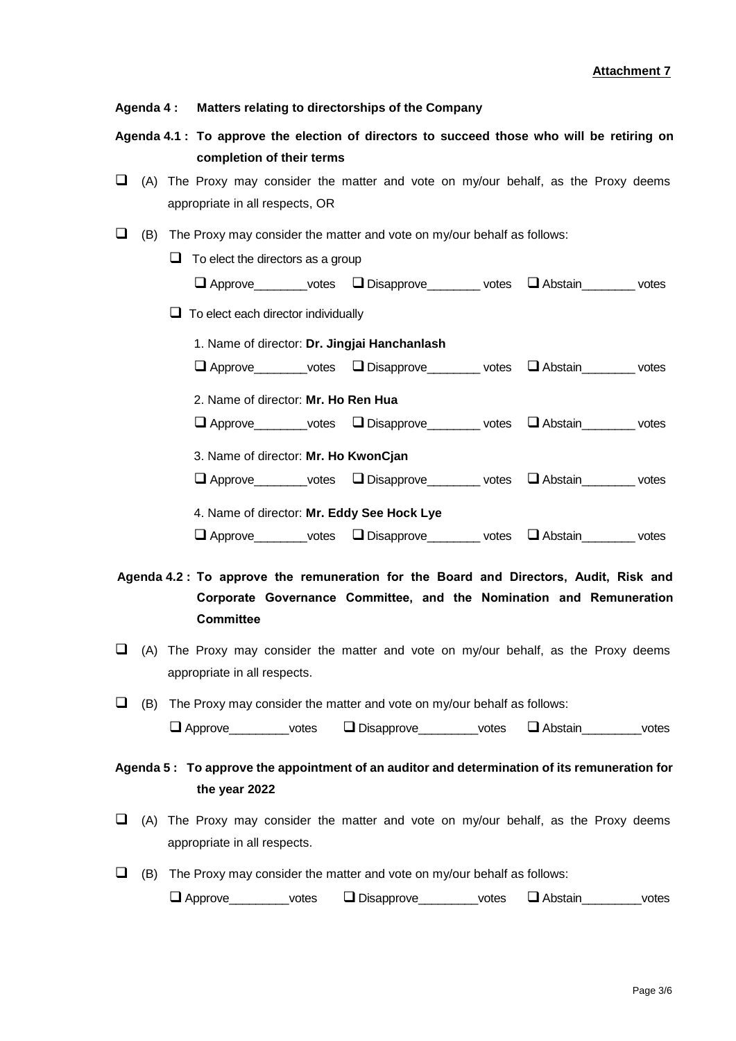**Attachment 7**

**Agenda 4 : Matters relating to directorships of the Company**

**Agenda 4.1 : To approve the election of directors to succeed those who will be retiring on completion of their terms**

- ☐ (A) The Proxy may consider the matter and vote on my/our behalf, as the Proxy deems appropriate in all respects, OR
- ☐ (B) The Proxy may consider the matter and vote on my/our behalf as follows:
  - ☐ To elect the directors as a group

    ☐ Approve________votes ☐ Disapprove________ votes ☐ Abstain________ votes

  - ☐ To elect each director individually

    1. Name of director: **Dr. Jingjai Hanchanlash**

       ☐ Approve________votes ☐ Disapprove________ votes ☐ Abstain________ votes

    2. Name of director: **Mr. Ho Ren Hua**

       ☐ Approve________votes ☐ Disapprove________ votes ☐ Abstain________ votes

    3. Name of director: **Mr. Ho KwonCjan**

       ☐ Approve________votes ☐ Disapprove________ votes ☐ Abstain________ votes

    4. Name of director: **Mr. Eddy See Hock Lye**

       ☐ Approve________votes ☐ Disapprove________ votes ☐ Abstain________ votes

**Agenda 4.2 : To approve the remuneration for the Board and Directors, Audit, Risk and Corporate Governance Committee, and the Nomination and Remuneration Committee**

- ☐ (A) The Proxy may consider the matter and vote on my/our behalf, as the Proxy deems appropriate in all respects.
- ☐ (B) The Proxy may consider the matter and vote on my/our behalf as follows:

  ☐ Approve_________votes ☐ Disapprove_________votes ☐ Abstain_________votes

**Agenda 5 : To approve the appointment of an auditor and determination of its remuneration for the year 2022**

- ☐ (A) The Proxy may consider the matter and vote on my/our behalf, as the Proxy deems appropriate in all respects.
- ☐ (B) The Proxy may consider the matter and vote on my/our behalf as follows:

  ☐ Approve_________votes ☐ Disapprove_________votes ☐ Abstain_________votes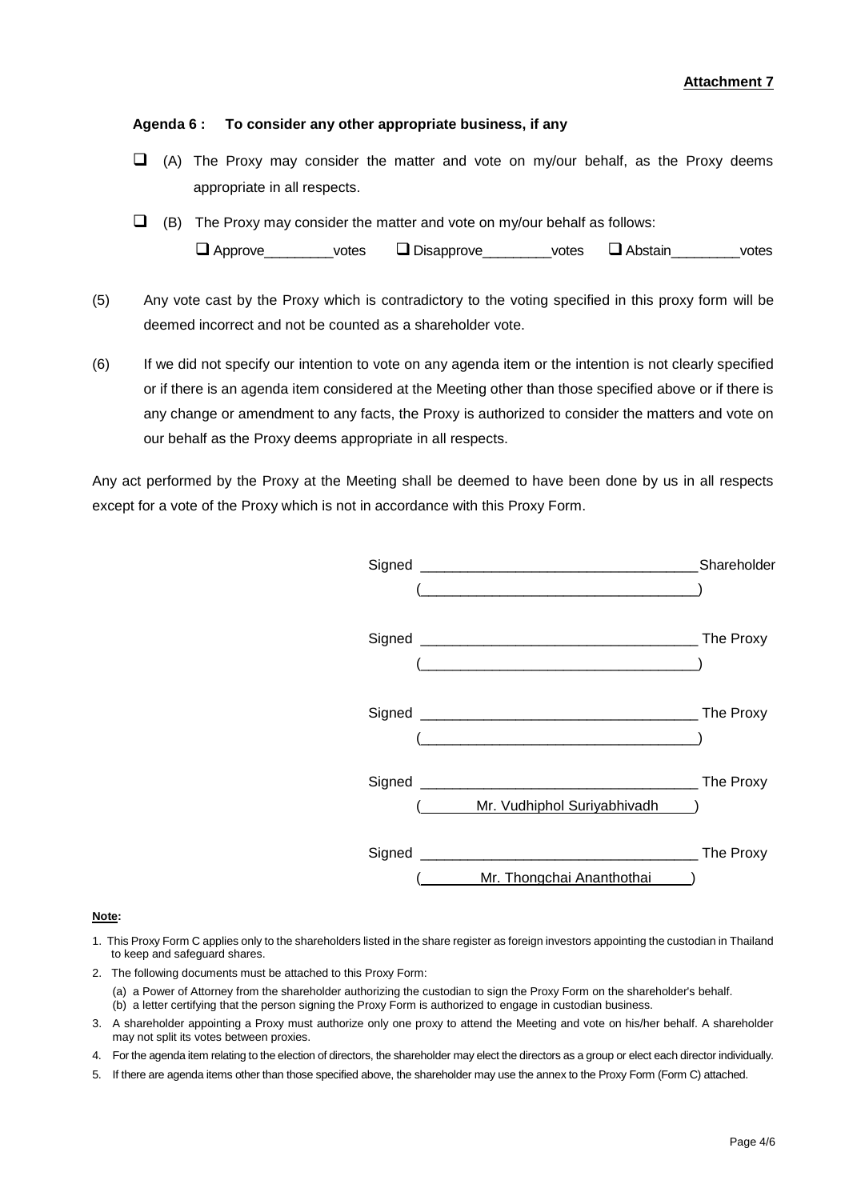**Attachment 7**

**Agenda 6 : To consider any other appropriate business, if any**

❑ (A) The Proxy may consider the matter and vote on my/our behalf, as the Proxy deems appropriate in all respects.

❑ (B) The Proxy may consider the matter and vote on my/our behalf as follows:

❑ Approve________votes ❑ Disapprove________votes ❑ Abstain________votes

(5) Any vote cast by the Proxy which is contradictory to the voting specified in this proxy form will be deemed incorrect and not be counted as a shareholder vote.

(6) If we did not specify our intention to vote on any agenda item or the intention is not clearly specified or if there is an agenda item considered at the Meeting other than those specified above or if there is any change or amendment to any facts, the Proxy is authorized to consider the matters and vote on our behalf as the Proxy deems appropriate in all respects.

Any act performed by the Proxy at the Meeting shall be deemed to have been done by us in all respects except for a vote of the Proxy which is not in accordance with this Proxy Form.

Signed __________________________________Shareholder
(__________________________________)

Signed __________________________________ The Proxy
(__________________________________)

Signed __________________________________ The Proxy
(__________________________________)

Signed __________________________________ The Proxy
( Mr. Vudhiphol Suriyabhivadh )

Signed __________________________________ The Proxy
( Mr. Thongchai Ananthothai )

**Note:**

1. This Proxy Form C applies only to the shareholders listed in the share register as foreign investors appointing the custodian in Thailand to keep and safeguard shares.
2. The following documents must be attached to this Proxy Form:
   (a) a Power of Attorney from the shareholder authorizing the custodian to sign the Proxy Form on the shareholder's behalf.
   (b) a letter certifying that the person signing the Proxy Form is authorized to engage in custodian business.
3. A shareholder appointing a Proxy must authorize only one proxy to attend the Meeting and vote on his/her behalf. A shareholder may not split its votes between proxies.
4. For the agenda item relating to the election of directors, the shareholder may elect the directors as a group or elect each director individually.
5. If there are agenda items other than those specified above, the shareholder may use the annex to the Proxy Form (Form C) attached.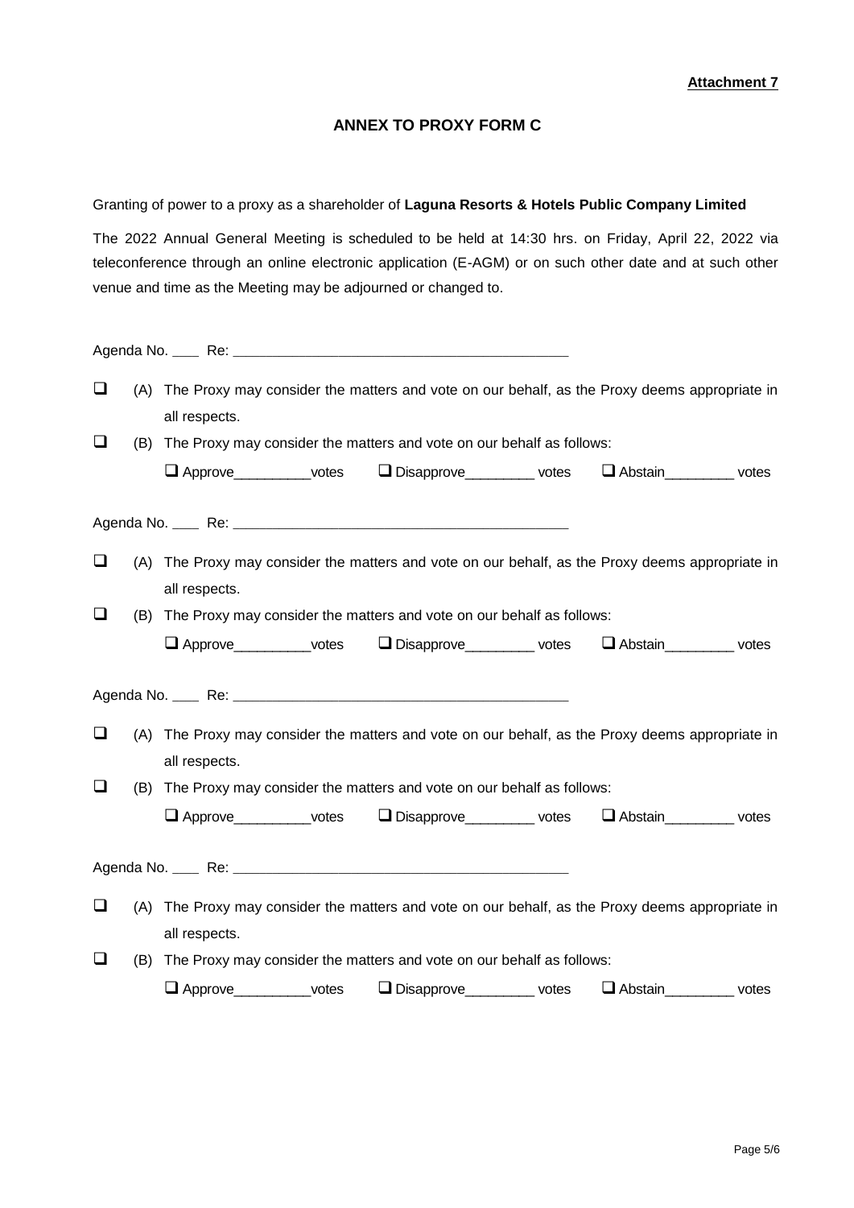**Attachment 7**

## ANNEX TO PROXY FORM C

Granting of power to a proxy as a shareholder of **Laguna Resorts & Hotels Public Company Limited**

The 2022 Annual General Meeting is scheduled to be held at 14:30 hrs. on Friday, April 22, 2022 via teleconference through an online electronic application (E-AGM) or on such other date and at such other venue and time as the Meeting may be adjourned or changed to.

Agenda No. ____ Re: ____________________________________________

☐ (A) The Proxy may consider the matters and vote on our behalf, as the Proxy deems appropriate in all respects.

☐ (B) The Proxy may consider the matters and vote on our behalf as follows:

☐ Approve__________votes ☐ Disapprove_________ votes ☐ Abstain_________ votes

Agenda No. ____ Re: ____________________________________________

☐ (A) The Proxy may consider the matters and vote on our behalf, as the Proxy deems appropriate in all respects.

☐ (B) The Proxy may consider the matters and vote on our behalf as follows:

☐ Approve__________votes ☐ Disapprove_________ votes ☐ Abstain_________ votes

Agenda No. ____ Re: ____________________________________________

☐ (A) The Proxy may consider the matters and vote on our behalf, as the Proxy deems appropriate in all respects.

☐ (B) The Proxy may consider the matters and vote on our behalf as follows:

☐ Approve__________votes ☐ Disapprove_________ votes ☐ Abstain_________ votes

Agenda No. ____ Re: ____________________________________________

☐ (A) The Proxy may consider the matters and vote on our behalf, as the Proxy deems appropriate in all respects.

☐ (B) The Proxy may consider the matters and vote on our behalf as follows:

☐ Approve__________votes ☐ Disapprove_________ votes ☐ Abstain_________ votes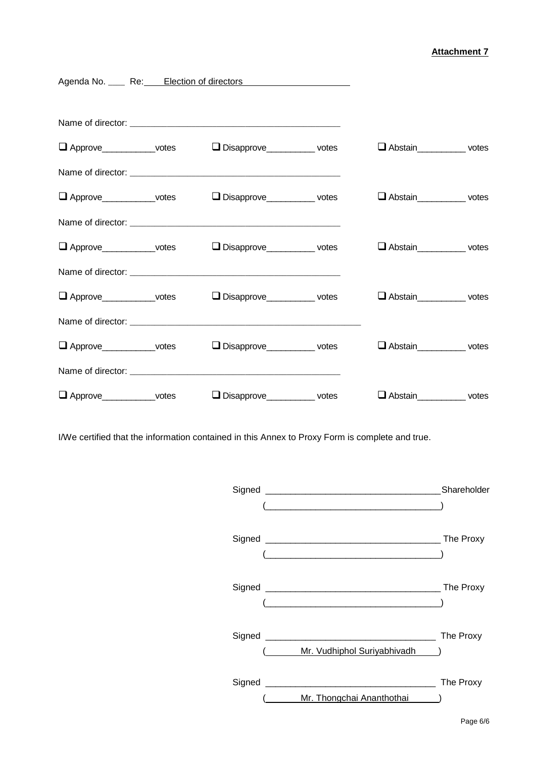**Attachment 7**

Agenda No. ____ Re: Election of directors

Name of director: ___________________________________________

❑ Approve___________votes ❑ Disapprove__________ votes ❑ Abstain__________ votes

Name of director: ___________________________________________

❑ Approve___________votes ❑ Disapprove__________ votes ❑ Abstain__________ votes

Name of director: ___________________________________________

❑ Approve___________votes ❑ Disapprove__________ votes ❑ Abstain__________ votes

Name of director: ___________________________________________

❑ Approve___________votes ❑ Disapprove__________ votes ❑ Abstain__________ votes

Name of director: ___________________________________________

❑ Approve___________votes ❑ Disapprove__________ votes ❑ Abstain__________ votes

Name of director: ___________________________________________

❑ Approve___________votes ❑ Disapprove__________ votes ❑ Abstain__________ votes

I/We certified that the information contained in this Annex to Proxy Form is complete and true.

Signed ___________________________________Shareholder
(___________________________________)

Signed ___________________________________ The Proxy
(___________________________________)

Signed ___________________________________ The Proxy
(___________________________________)

Signed ___________________________________ The Proxy
( Mr. Vudhiphol Suriyabhivadh )

Signed ___________________________________ The Proxy
( Mr. Thongchai Ananthothai )